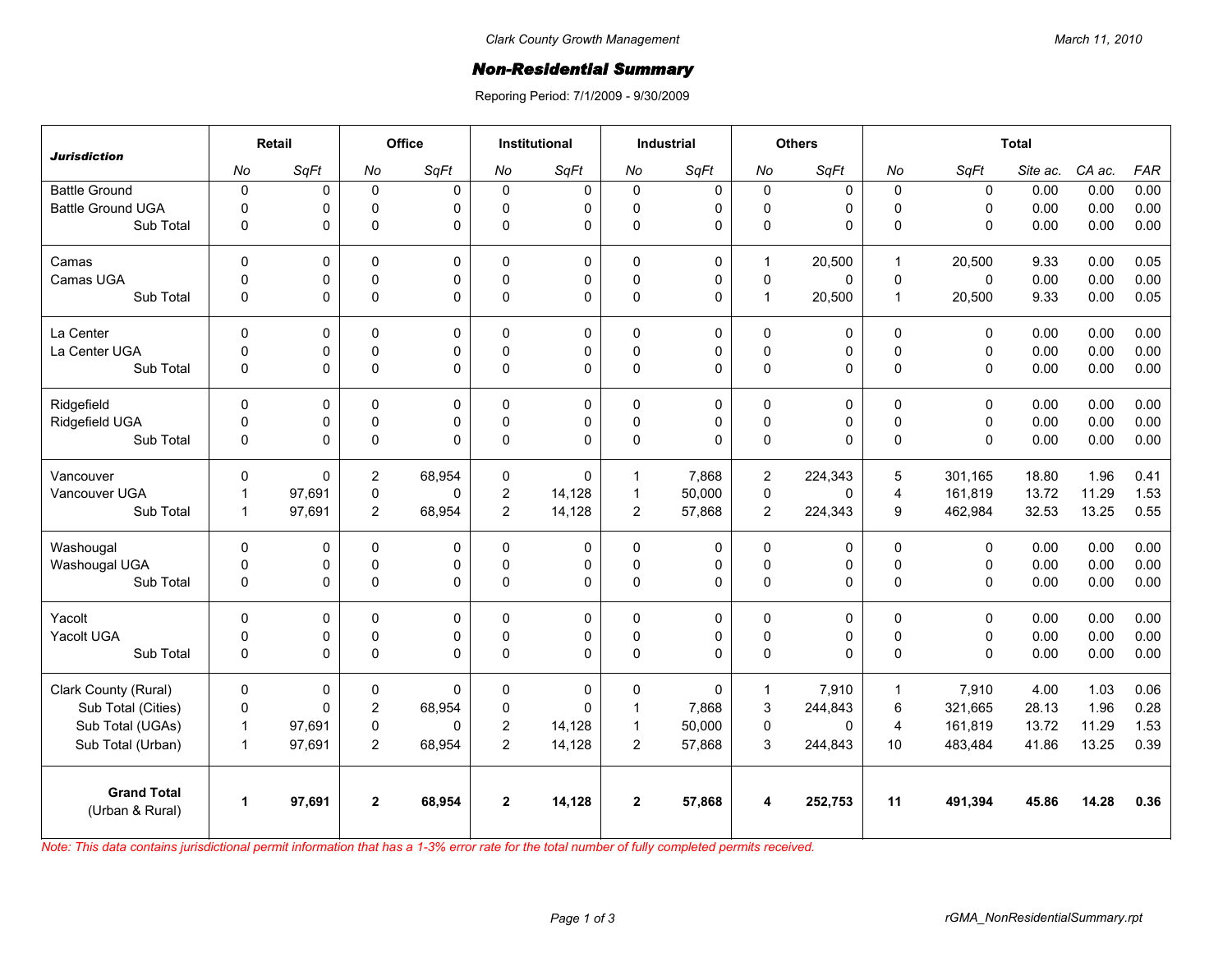Clark County Growth Management

March 11, 2010

# *Non-Residential Summary*

Reporing Period: 7/1/2009 - 9/30/2009

| *Jurisdiction* | Retail | | Office | | Institutional | | Industrial | | Others | | Total | | | | |
|---|---|---|---|---|---|---|---|---|---|---|---|---|---|---|---|
| | *No* | *SqFt* | *No* | *SqFt* | *No* | *SqFt* | *No* | *SqFt* | *No* | *SqFt* | *No* | *SqFt* | *Site ac.* | *CA ac.* | *FAR* |
| Battle Ground | 0 | 0 | 0 | 0 | 0 | 0 | 0 | 0 | 0 | 0 | 0 | 0 | 0.00 | 0.00 | 0.00 |
| Battle Ground UGA | 0 | 0 | 0 | 0 | 0 | 0 | 0 | 0 | 0 | 0 | 0 | 0 | 0.00 | 0.00 | 0.00 |
| Sub Total | 0 | 0 | 0 | 0 | 0 | 0 | 0 | 0 | 0 | 0 | 0 | 0 | 0.00 | 0.00 | 0.00 |
| Camas | 0 | 0 | 0 | 0 | 0 | 0 | 0 | 0 | 1 | 20,500 | 1 | 20,500 | 9.33 | 0.00 | 0.05 |
| Camas UGA | 0 | 0 | 0 | 0 | 0 | 0 | 0 | 0 | 0 | 0 | 0 | 0 | 0.00 | 0.00 | 0.00 |
| Sub Total | 0 | 0 | 0 | 0 | 0 | 0 | 0 | 0 | 1 | 20,500 | 1 | 20,500 | 9.33 | 0.00 | 0.05 |
| La Center | 0 | 0 | 0 | 0 | 0 | 0 | 0 | 0 | 0 | 0 | 0 | 0 | 0.00 | 0.00 | 0.00 |
| La Center UGA | 0 | 0 | 0 | 0 | 0 | 0 | 0 | 0 | 0 | 0 | 0 | 0 | 0.00 | 0.00 | 0.00 |
| Sub Total | 0 | 0 | 0 | 0 | 0 | 0 | 0 | 0 | 0 | 0 | 0 | 0 | 0.00 | 0.00 | 0.00 |
| Ridgefield | 0 | 0 | 0 | 0 | 0 | 0 | 0 | 0 | 0 | 0 | 0 | 0 | 0.00 | 0.00 | 0.00 |
| Ridgefield UGA | 0 | 0 | 0 | 0 | 0 | 0 | 0 | 0 | 0 | 0 | 0 | 0 | 0.00 | 0.00 | 0.00 |
| Sub Total | 0 | 0 | 0 | 0 | 0 | 0 | 0 | 0 | 0 | 0 | 0 | 0 | 0.00 | 0.00 | 0.00 |
| Vancouver | 0 | 0 | 2 | 68,954 | 0 | 0 | 1 | 7,868 | 2 | 224,343 | 5 | 301,165 | 18.80 | 1.96 | 0.41 |
| Vancouver UGA | 1 | 97,691 | 0 | 0 | 2 | 14,128 | 1 | 50,000 | 0 | 0 | 4 | 161,819 | 13.72 | 11.29 | 1.53 |
| Sub Total | 1 | 97,691 | 2 | 68,954 | 2 | 14,128 | 2 | 57,868 | 2 | 224,343 | 9 | 462,984 | 32.53 | 13.25 | 0.55 |
| Washougal | 0 | 0 | 0 | 0 | 0 | 0 | 0 | 0 | 0 | 0 | 0 | 0 | 0.00 | 0.00 | 0.00 |
| Washougal UGA | 0 | 0 | 0 | 0 | 0 | 0 | 0 | 0 | 0 | 0 | 0 | 0 | 0.00 | 0.00 | 0.00 |
| Sub Total | 0 | 0 | 0 | 0 | 0 | 0 | 0 | 0 | 0 | 0 | 0 | 0 | 0.00 | 0.00 | 0.00 |
| Yacolt | 0 | 0 | 0 | 0 | 0 | 0 | 0 | 0 | 0 | 0 | 0 | 0 | 0.00 | 0.00 | 0.00 |
| Yacolt UGA | 0 | 0 | 0 | 0 | 0 | 0 | 0 | 0 | 0 | 0 | 0 | 0 | 0.00 | 0.00 | 0.00 |
| Sub Total | 0 | 0 | 0 | 0 | 0 | 0 | 0 | 0 | 0 | 0 | 0 | 0 | 0.00 | 0.00 | 0.00 |
| Clark County (Rural) | 0 | 0 | 0 | 0 | 0 | 0 | 0 | 0 | 1 | 7,910 | 1 | 7,910 | 4.00 | 1.03 | 0.06 |
| Sub Total (Cities) | 0 | 0 | 2 | 68,954 | 0 | 0 | 1 | 7,868 | 3 | 244,843 | 6 | 321,665 | 28.13 | 1.96 | 0.28 |
| Sub Total (UGAs) | 1 | 97,691 | 0 | 0 | 2 | 14,128 | 1 | 50,000 | 0 | 0 | 4 | 161,819 | 13.72 | 11.29 | 1.53 |
| Sub Total (Urban) | 1 | 97,691 | 2 | 68,954 | 2 | 14,128 | 2 | 57,868 | 3 | 244,843 | 10 | 483,484 | 41.86 | 13.25 | 0.39 |
| **Grand Total** (Urban & Rural) | **1** | **97,691** | **2** | **68,954** | **2** | **14,128** | **2** | **57,868** | **4** | **252,753** | **11** | **491,394** | **45.86** | **14.28** | **0.36** |

*Note: This data contains jurisdictional permit information that has a 1-3% error rate for the total number of fully completed permits received.*

rGMA_NonResidentialSummary.rpt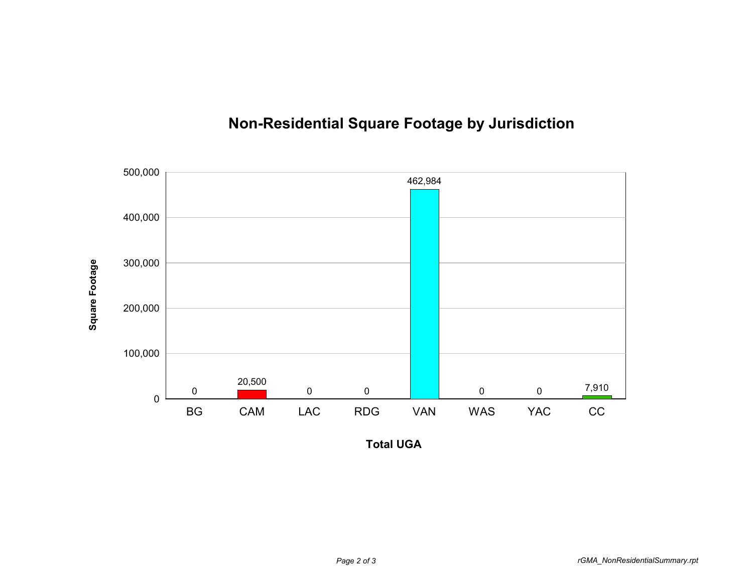# Non-Residential Square Footage by Jurisdiction

| Total UGA | Square Footage |
|---|---|
| BG | 0 |
| CAM | 20,500 |
| LAC | 0 |
| RDG | 0 |
| VAN | 462,984 |
| WAS | 0 |
| YAC | 0 |
| CC | 7,910 |

rGMA_NonResidentialSummary.rpt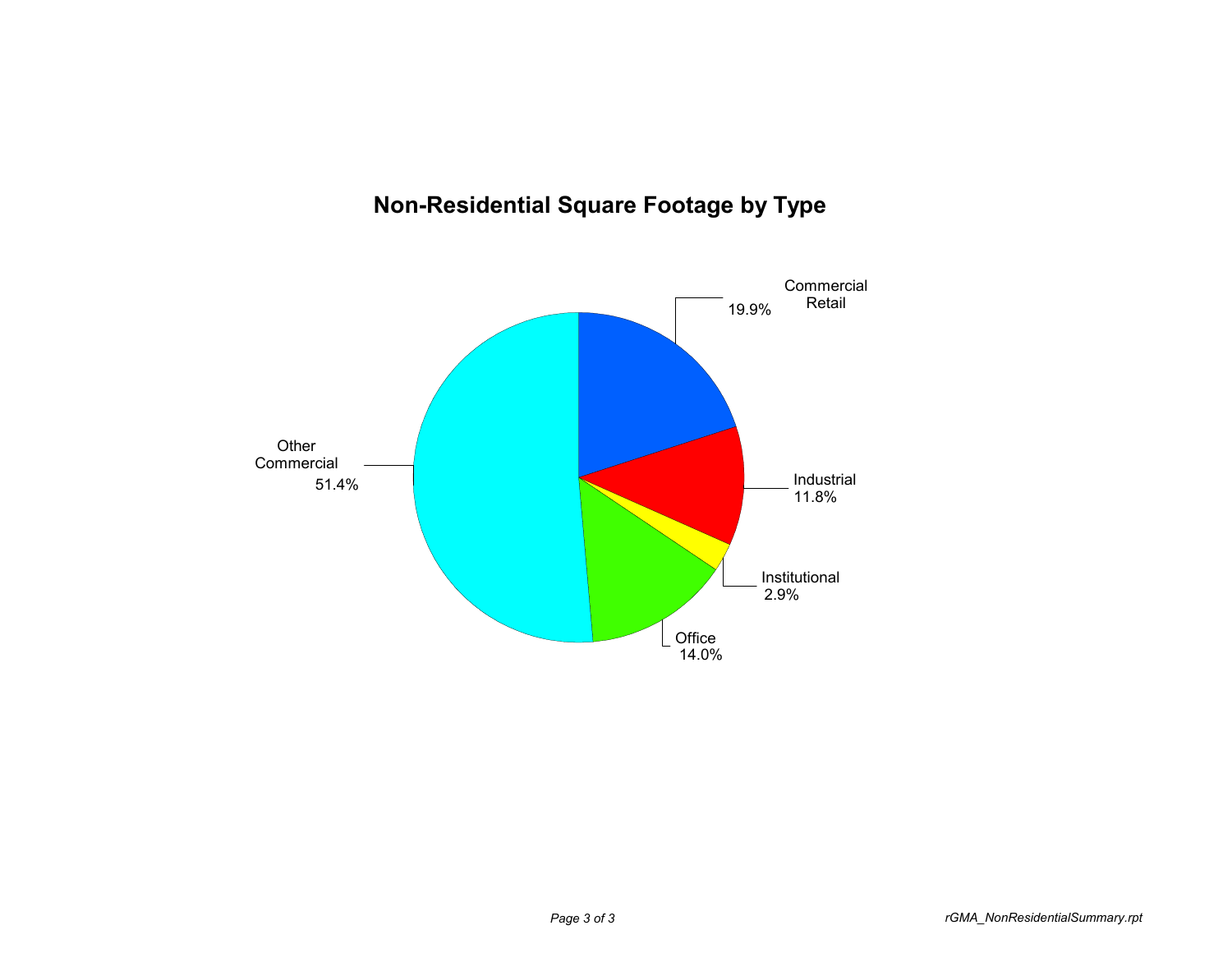# Non-Residential Square Footage by Type

Commercial Retail
19.9%

Industrial
11.8%

Institutional
2.9%

Office
14.0%

Other Commercial
51.4%

rGMA_NonResidentialSummary.rpt